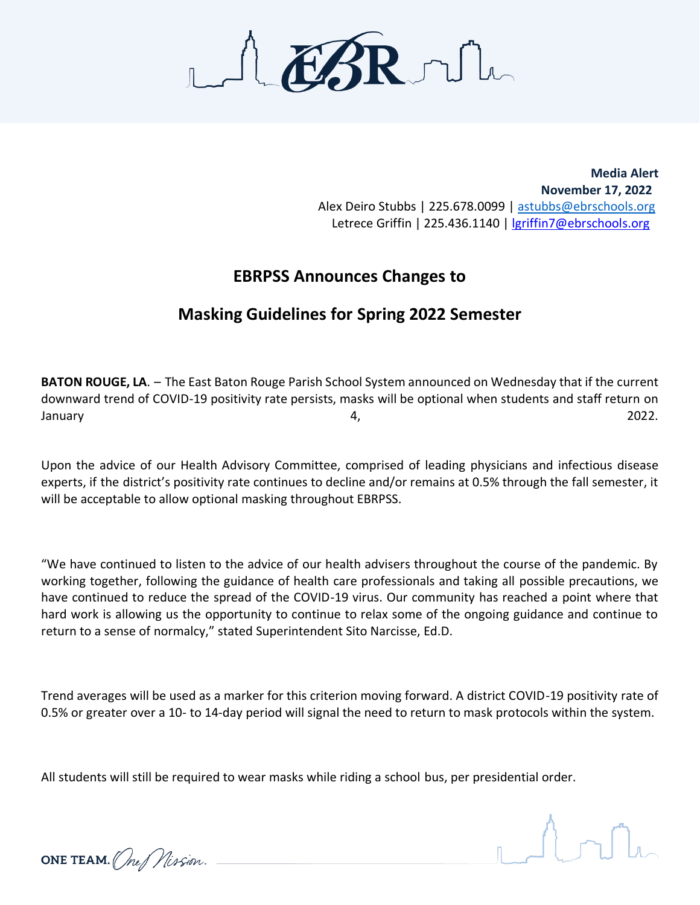**Media Alert**
**November 17, 2022**
Alex Deiro Stubbs | 225.678.0099 | astubbs@ebrschools.org
Letrece Griffin | 225.436.1140 | lgriffin7@ebrschools.org

## EBRPSS Announces Changes to

## Masking Guidelines for Spring 2022 Semester

**BATON ROUGE, LA**. – The East Baton Rouge Parish School System announced on Wednesday that if the current downward trend of COVID-19 positivity rate persists, masks will be optional when students and staff return on January 4, 2022.

Upon the advice of our Health Advisory Committee, comprised of leading physicians and infectious disease experts, if the district's positivity rate continues to decline and/or remains at 0.5% through the fall semester, it will be acceptable to allow optional masking throughout EBRPSS.

"We have continued to listen to the advice of our health advisers throughout the course of the pandemic. By working together, following the guidance of health care professionals and taking all possible precautions, we have continued to reduce the spread of the COVID-19 virus. Our community has reached a point where that hard work is allowing us the opportunity to continue to relax some of the ongoing guidance and continue to return to a sense of normalcy," stated Superintendent Sito Narcisse, Ed.D.

Trend averages will be used as a marker for this criterion moving forward. A district COVID-19 positivity rate of 0.5% or greater over a 10- to 14-day period will signal the need to return to mask protocols within the system.

All students will still be required to wear masks while riding a school bus, per presidential order.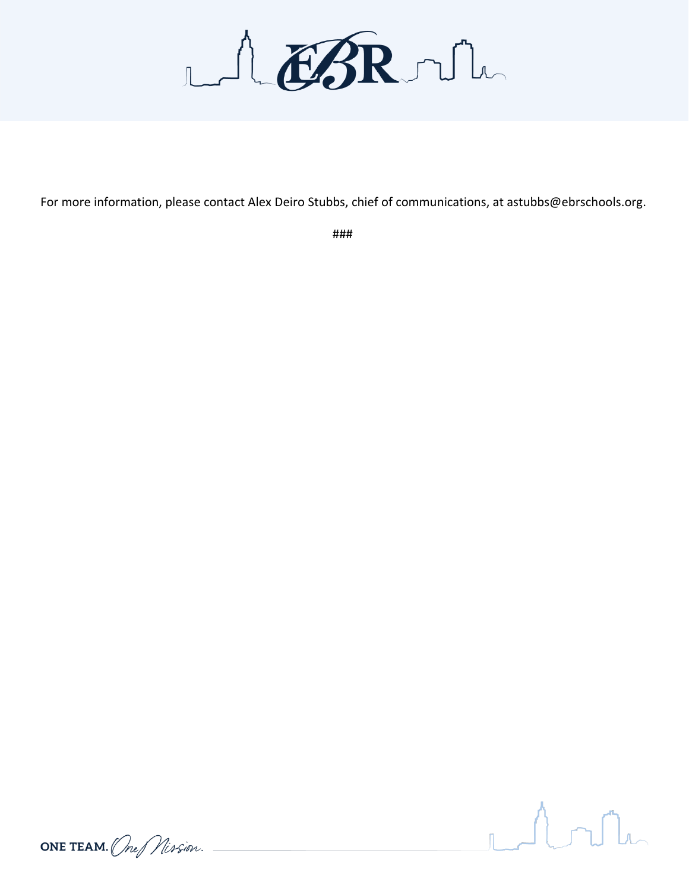For more information, please contact Alex Deiro Stubbs, chief of communications, at astubbs@ebrschools.org.

###